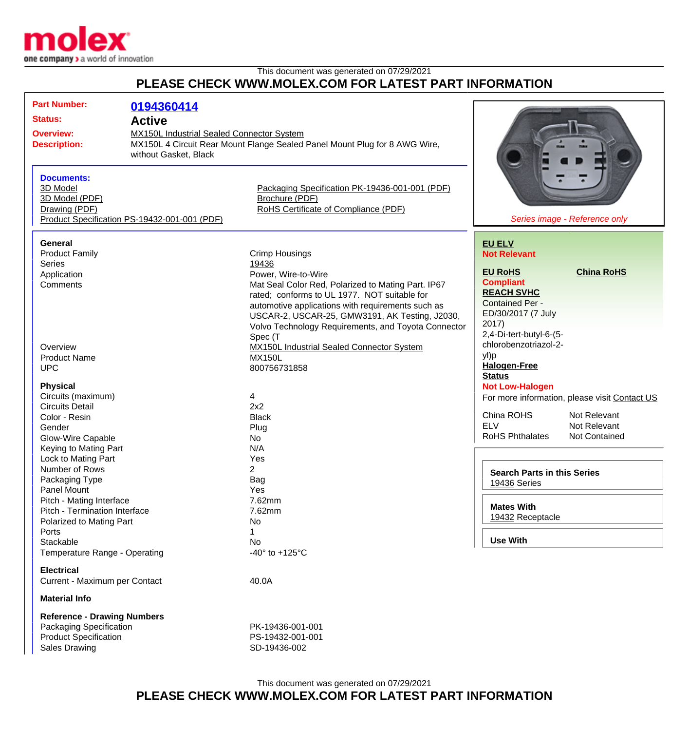This document was generated on 07/29/2021

**PLEASE CHECK WWW.MOLEX.COM FOR LATEST PART INFORMATION**

**Part Number:** 0194360414

**Status:** Active

**Overview:** MX150L Industrial Sealed Connector System

**Description:** MX150L 4 Circuit Rear Mount Flange Sealed Panel Mount Plug for 8 AWG Wire, without Gasket, Black

*Series image - Reference only*

**Documents:**

- 3D Model
- 3D Model (PDF)
- Drawing (PDF)
- Product Specification PS-19432-001-001 (PDF)
- Packaging Specification PK-19436-001-001 (PDF)
- Brochure (PDF)
- RoHS Certificate of Compliance (PDF)

### General

| | |
|---|---|
| Product Family | Crimp Housings |
| Series | 19436 |
| Application | Power, Wire-to-Wire |
| Comments | Mat Seal Color Red, Polarized to Mating Part. IP67 rated; conforms to UL 1977. NOT suitable for automotive applications with requirements such as USCAR-2, USCAR-25, GMW3191, AK Testing, J2030, Volvo Technology Requirements, and Toyota Connector Spec (T |
| Overview | MX150L Industrial Sealed Connector System |
| Product Name | MX150L |
| UPC | 800756731858 |

### Physical

| | |
|---|---|
| Circuits (maximum) | 4 |
| Circuits Detail | 2x2 |
| Color - Resin | Black |
| Gender | Plug |
| Glow-Wire Capable | No |
| Keying to Mating Part | N/A |
| Lock to Mating Part | Yes |
| Number of Rows | 2 |
| Packaging Type | Bag |
| Panel Mount | Yes |
| Pitch - Mating Interface | 7.62mm |
| Pitch - Termination Interface | 7.62mm |
| Polarized to Mating Part | No |
| Ports | 1 |
| Stackable | No |
| Temperature Range - Operating | -40° to +125°C |

### Electrical

| | |
|---|---|
| Current - Maximum per Contact | 40.0A |

### Material Info

### Reference - Drawing Numbers

| | |
|---|---|
| Packaging Specification | PK-19436-001-001 |
| Product Specification | PS-19432-001-001 |
| Sales Drawing | SD-19436-002 |

**EU ELV**
**Not Relevant**

**EU RoHS**
**Compliant**

**China RoHS**

**REACH SVHC**
Contained Per - ED/30/2017 (7 July 2017)
2,4-Di-tert-butyl-6-(5-chlorobenzotriazol-2-yl)p

**Halogen-Free Status**
**Not Low-Halogen**

For more information, please visit Contact US

| | |
|---|---|
| China ROHS | Not Relevant |
| ELV | Not Relevant |
| RoHS Phthalates | Not Contained |

**Search Parts in this Series**
19436 Series

**Mates With**
19432 Receptacle

**Use With**

This document was generated on 07/29/2021

**PLEASE CHECK WWW.MOLEX.COM FOR LATEST PART INFORMATION**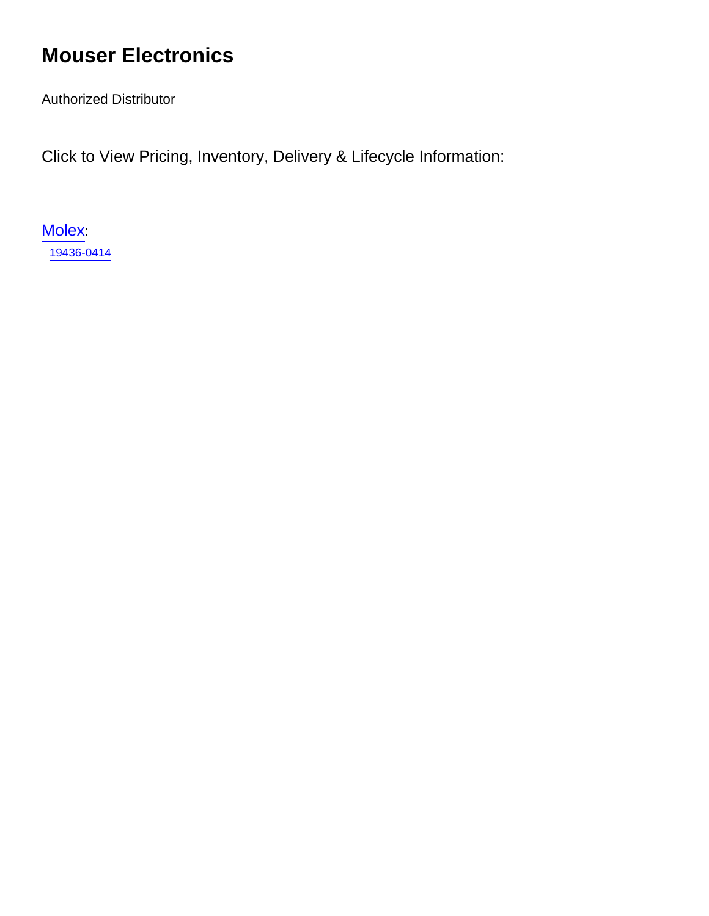# Mouser Electronics

Authorized Distributor

Click to View Pricing, Inventory, Delivery & Lifecycle Information:

Molex:

19436-0414